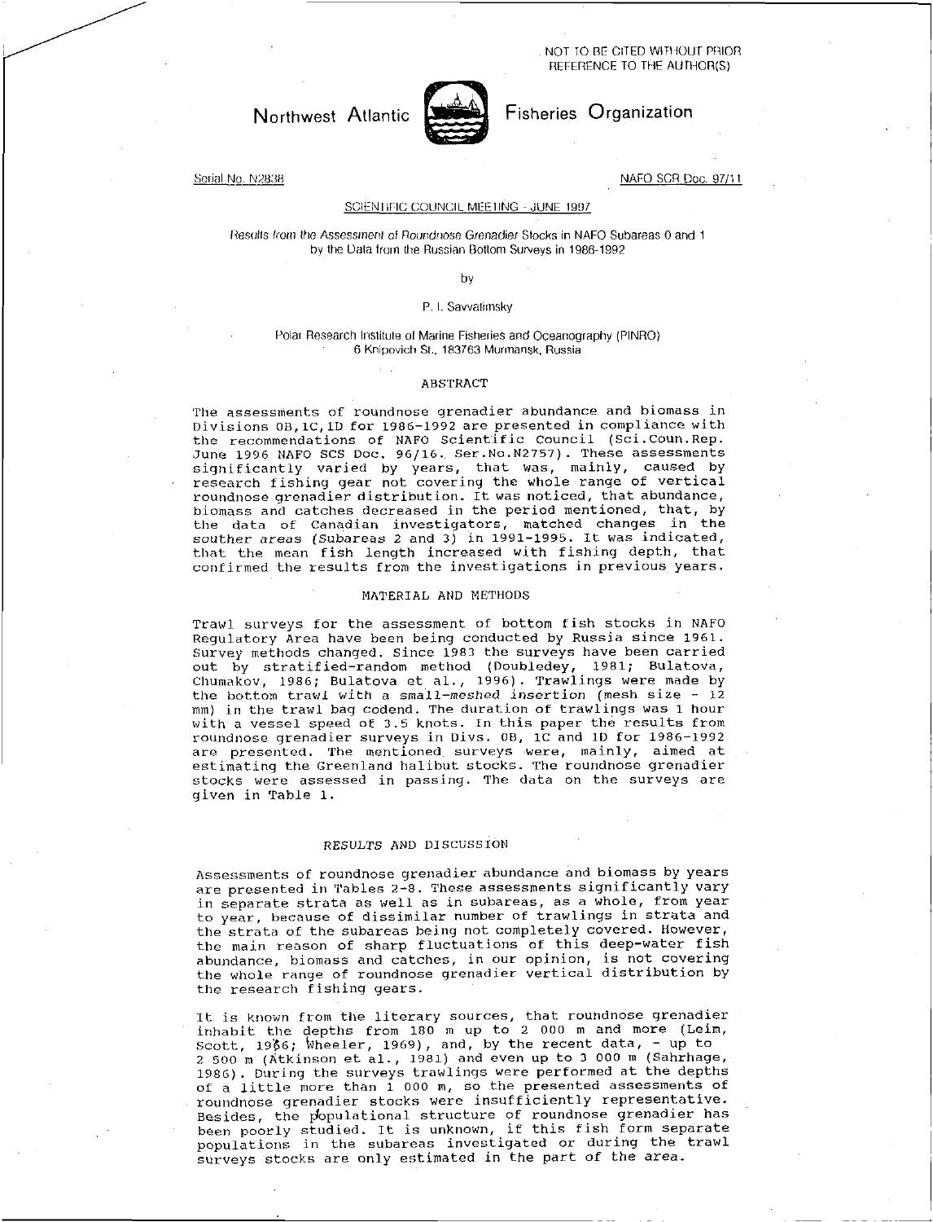NOT TO BE CITED WITHOUT PRIOR REFERENCE TO THE AUTHOR(S)

# Northwest Atlantic Fisheries Organization

Serial No. N2838 NAFO SCR Doc. 97/11

SCIENTIFIC COUNCIL MEETING - JUNE 1997

*Results from the Assessment of Roundnose Grenadier Stocks in NAFO Subareas 0 and 1 by the Data from the Russian Bottom Surveys in 1986-1992*

by

P. I. Savvatimsky

Polar Research Institute of Marine Fisheries and Oceanography (PINRO)
6 Knipovich St., 183763 Murmansk, Russia

## ABSTRACT

The assessments of roundnose grenadier abundance and biomass in Divisions 0B,1C,1D for 1986-1992 are presented in compliance with the recommendations of NAFO Scientific Council (Sci.Coun.Rep. June 1996 NAFO SCS Doc. 96/16. Ser.No.N2757). These assessments significantly varied by years, that was, mainly, caused by research fishing gear not covering the whole range of vertical roundnose grenadier distribution. It was noticed, that abundance, biomass and catches decreased in the period mentioned, that, by the data of Canadian investigators, matched changes in the souther areas (Subareas 2 and 3) in 1991-1995. It was indicated, that the mean fish length increased with fishing depth, that confirmed the results from the investigations in previous years.

## MATERIAL AND METHODS

Trawl surveys for the assessment of bottom fish stocks in NAFO Regulatory Area have been being conducted by Russia since 1961. Survey methods changed. Since 1983 the surveys have been carried out by stratified-random method (Doubledey, 1981; Bulatova, Chumakov, 1986; Bulatova et al., 1996). Trawlings were made by the bottom trawl *with a small-meshed insertion* (mesh size - 12 mm) in the trawl bag codend. The duration of trawlings was 1 hour with a vessel speed of 3.5 knots. In this paper the results from roundnose grenadier surveys in Divs. 0B, 1C and 1D for 1986-1992 are presented. The mentioned surveys were, mainly, aimed at estimating the Greenland halibut stocks. The roundnose grenadier stocks were assessed in passing. The data on the surveys are given in Table 1.

## *RESULTS AND DISCUSSION*

Assessments of roundnose grenadier abundance and biomass by years are presented in Tables 2-8. These assessments significantly vary in separate strata as well as in subareas, as a whole, from year to year, because of dissimilar number of trawlings in strata and the strata of the subareas being not completely covered. However, the main reason of sharp fluctuations of this deep-water fish abundance, biomass and catches, in our opinion, is not covering the whole range of roundnose grenadier vertical distribution by the research fishing gears.

It is known from the literary sources, that roundnose grenadier inhabit the depths from 180 m up to 2 000 m and more (Leim, Scott, 1966; Wheeler, 1969), and, by the recent data, - up to 2 500 m (Atkinson et al., 1981) and even up to 3 000 m (Sahrhage, 1986). During the surveys trawlings were performed at the depths of a little more than 1 000 m, so the presented assessments of roundnose grenadier stocks were insufficiently representative. Besides, the populational structure of roundnose grenadier has been poorly studied. It is unknown, if this fish form separate populations in the subareas investigated or during the trawl surveys stocks are only estimated in the part of the area.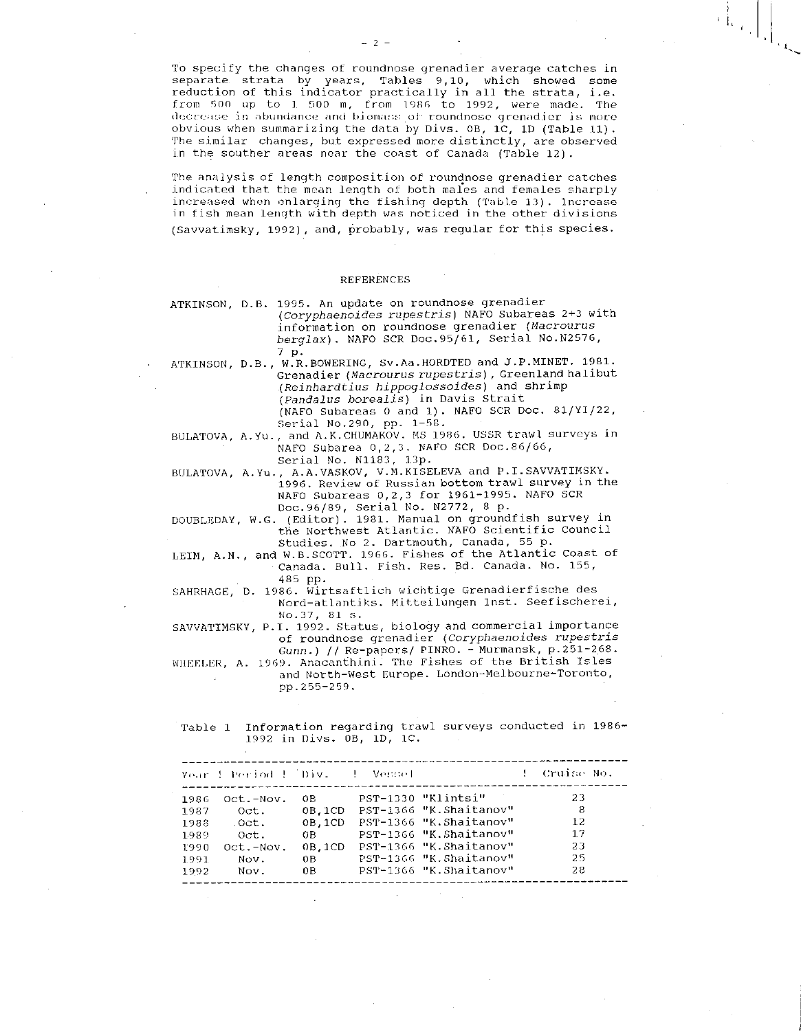To specify the changes of roundnose grenadier average catches in separate strata by years, Tables 9,10, which showed some reduction of this indicator practically in all the strata, i.e. from 500 up to 1 500 m, from 1986 to 1992, were made. The decrease in abundance and biomass of roundnose grenadier is more obvious when summarizing the data by Divs. 0B, 1C, 1D (Table 11). The similar changes, but expressed more distinctly, are observed in the souther areas near the coast of Canada (Table 12).

The analysis of length composition of roundnose grenadier catches indicated that the mean length of both males and females sharply increased when enlarging the fishing depth (Table 13). Increase in fish mean length with depth was noticed in the other divisions (Savvatimsky, 1992), and, probably, was regular for this species.

## REFERENCES

ATKINSON, D.B. 1995. An update on roundnose grenadier (*Coryphaenoides rupestris*) NAFO Subareas 2+3 with information on roundnose grenadier (*Macrourus berglax*). NAFO SCR Doc.95/61, Serial No.N2576, 7 p.

ATKINSON, D.B., W.R.BOWERING, Sv.Aa.HORDTED and J.P.MINET. 1981. Grenadier (*Macrourus rupestris*), Greenland halibut (*Reinhardtius hippoglossoides*) and shrimp (*Pandalus borealis*) in Davis Strait (NAFO Subareas 0 and 1). NAFO SCR Doc. 81/YI/22, Serial No.290, pp. 1-58.

BULATOVA, A.Yu., and A.K.CHUMAKOV. MS 1986. USSR trawl surveys in NAFO Subarea 0,2,3. NAFO SCR Doc.86/66, Serial No. N1183, 13p.

BULATOVA, A.Yu., A.A.VASKOV, V.M.KISELEVA and P.I.SAVVATIMSKY. 1996. Review of Russian bottom trawl survey in the NAFO Subareas 0,2,3 for 1961-1995. NAFO SCR Doc.96/89, Serial No. N2772, 8 p.

DOUBLEDAY, W.G. (Editor). 1981. Manual on groundfish survey in the Northwest Atlantic. NAFO Scientific Council Studies. No 2. Dartmouth, Canada, 55 p.

LEIM, A.N., and W.B.SCOTT. 1966. Fishes of the Atlantic Coast of Canada. Bull. Fish. Res. Bd. Canada. No. 155, 485 pp.

SAHRHAGE, D. 1986. Wirtsaftlich wichtige Grenadierfische des Nord-atlantiks. Mitteilungen Inst. Seefischerei, No.37, 81 s.

SAVVATIMSKY, P.I. 1992. Status, biology and commercial importance of roundnose grenadier (*Coryphaenoides rupestris Gunn.*) // Re-papers/ PINRO. - Murmansk, p.251-268.

WHEELER, A. 1969. Anacanthini. The Fishes of the British Isles and North-West Europe. London-Melbourne-Toronto, pp.255-259.

Table 1 Information regarding trawl surveys conducted in 1986-1992 in Divs. 0B, 1D, 1C.

| Year | Period | Div. | Vessel | Cruise No. |
|---|---|---|---|---|
| 1986 | Oct.-Nov. | 0B | PST-1330 "Klintsi" | 23 |
| 1987 | Oct. | 0B,1CD | PST-1366 "K.Shaitanov" | 8 |
| 1988 | Oct. | 0B,1CD | PST-1366 "K.Shaitanov" | 12 |
| 1989 | Oct. | 0B | PST-1366 "K.Shaitanov" | 17 |
| 1990 | Oct.-Nov. | 0B,1CD | PST-1366 "K.Shaitanov" | 23 |
| 1991 | Nov. | 0B | PST-1366 "K.Shaitanov" | 25 |
| 1992 | Nov. | 0B | PST-1366 "K.Shaitanov" | 28 |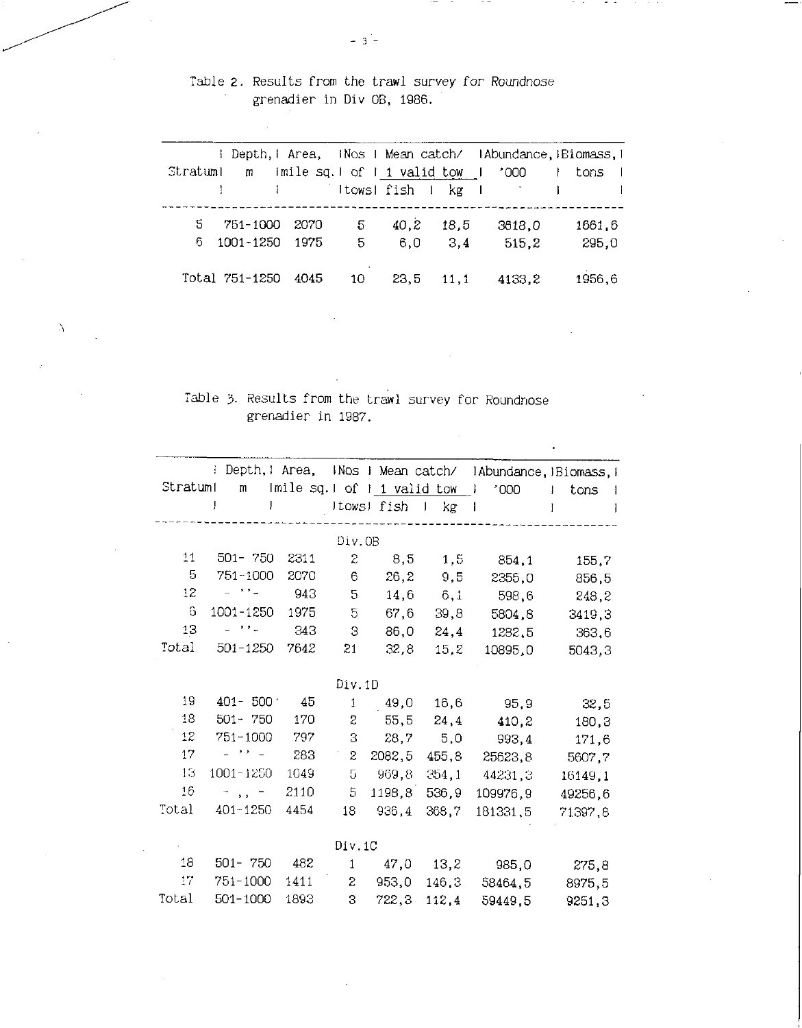Table 2. Results from the trawl survey for Roundnose grenadier in Div 0B, 1986.

| Stratum | Depth, m | Area, mile sq. | Nos of tows | Mean catch/ 1 valid tow | | Abundance, '000 | Biomass, tons |
|---|---|---|---|---|---|---|---|
| | | | | fish | kg | | |
| 5 | 751-1000 | 2070 | 5 | 40,2 | 18,5 | 3618,0 | 1661,6 |
| 6 | 1001-1250 | 1975 | 5 | 6,0 | 3,4 | 515,2 | 295,0 |
| Total | 751-1250 | 4045 | 10 | 23,5 | 11,1 | 4133,2 | 1956,6 |

Table 3. Results from the trawl survey for Roundnose grenadier in 1987.

| Stratum | Depth, m | Area, mile sq. | Nos of tows | Mean catch/ 1 valid tow | | Abundance, '000 | Biomass, tons |
|---|---|---|---|---|---|---|---|
| | | | | fish | kg | | |
| | | | Div.0B | | | | |
| 11 | 501- 750 | 2311 | 2 | 8,5 | 1,5 | 854,1 | 155,7 |
| 5 | 751-1000 | 2070 | 6 | 26,2 | 9,5 | 2355,0 | 856,5 |
| 12 | - '' - | 943 | 5 | 14,6 | 6,1 | 598,6 | 248,2 |
| 6 | 1001-1250 | 1975 | 5 | 67,6 | 39,8 | 5804,8 | 3419,3 |
| 13 | - '' - | 343 | 3 | 86,0 | 24,4 | 1282,5 | 363,6 |
| Total | 501-1250 | 7642 | 21 | 32,8 | 15,2 | 10895,0 | 5043,3 |
| | | | Div.1D | | | | |
| 19 | 401- 500 | 45 | 1 | 49,0 | 16,6 | 95,9 | 32,5 |
| 18 | 501- 750 | 170 | 2 | 55,5 | 24,4 | 410,2 | 180,3 |
| 12 | 751-1000 | 797 | 3 | 28,7 | 5,0 | 993,4 | 171,6 |
| 17 | - '' - | 283 | 2 | 2082,5 | 455,8 | 25623,8 | 5607,7 |
| 13 | 1001-1250 | 1049 | 5 | 969,8 | 354,1 | 44231,3 | 16149,1 |
| 16 | - ,, - | 2110 | 5 | 1198,8 | 536,9 | 109976,9 | 49256,6 |
| Total | 401-1250 | 4454 | 18 | 936,4 | 368,7 | 181331,5 | 71397,8 |
| | | | Div.1C | | | | |
| 18 | 501- 750 | 482 | 1 | 47,0 | 13,2 | 985,0 | 275,8 |
| 17 | 751-1000 | 1411 | 2 | 953,0 | 146,3 | 58464,5 | 8975,5 |
| Total | 501-1000 | 1893 | 3 | 722,3 | 112,4 | 59449,5 | 9251,3 |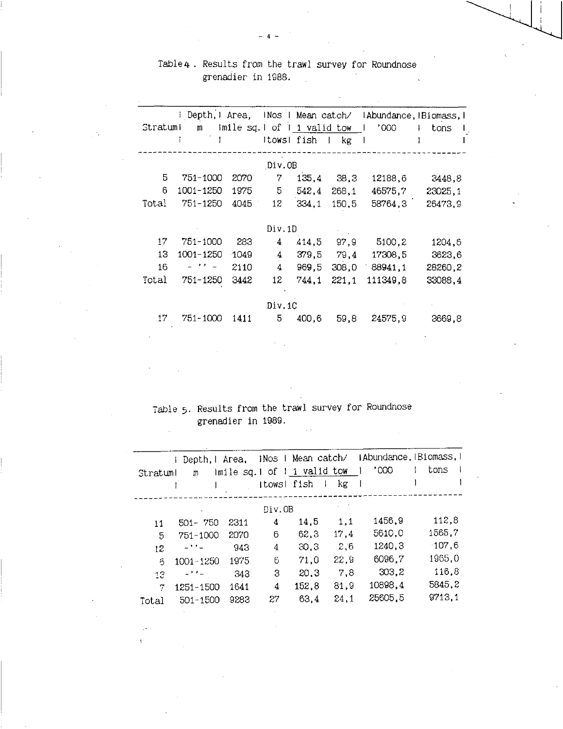Table 4. Results from the trawl survey for Roundnose grenadier in 1988.

| Stratum | Depth, m | Area, mile sq. | Nos of tows | Mean catch/ 1 valid tow fish | kg | Abundance, '000 | Biomass, tons |
|---|---|---|---|---|---|---|---|
| | | | Div.0B | | | | |
| 5 | 751-1000 | 2070 | 7 | 135,4 | 38,3 | 12188,6 | 3448,8 |
| 6 | 1001-1250 | 1975 | 5 | 542,4 | 268,1 | 46575,7 | 23025,1 |
| Total | 751-1250 | 4045 | 12 | 334,1 | 150,5 | 58764,3 | 26473,9 |
| | | | Div.1D | | | | |
| 17 | 751-1000 | 283 | 4 | 414,5 | 97,9 | 5100,2 | 1204,6 |
| 13 | 1001-1250 | 1049 | 4 | 379,5 | 79,4 | 17308,5 | 3623,6 |
| 16 | -''- | 2110 | 4 | 969,5 | 308,0 | 88941,1 | 28260,2 |
| Total | 751-1250 | 3442 | 12 | 744,1 | 221,1 | 111349,8 | 33088,4 |
| | | | Div.1C | | | | |
| 17 | 751-1000 | 1411 | 5 | 400,6 | 59,8 | 24575,9 | 3669,8 |

Table 5. Results from the trawl survey for Roundnose grenadier in 1989.

| Stratum | Depth, m | Area, mile sq. | Nos of tows | Mean catch/ 1 valid tow fish | kg | Abundance, '000 | Biomass, tons |
|---|---|---|---|---|---|---|---|
| | | | Div.0B | | | | |
| 11 | 501- 750 | 2311 | 4 | 14,5 | 1,1 | 1456,9 | 112,8 |
| 5 | 751-1000 | 2070 | 6 | 62,3 | 17,4 | 5610,0 | 1565,7 |
| 12 | -''- | 943 | 4 | 30,3 | 2,6 | 1240,3 | 107,6 |
| 6 | 1001-1250 | 1975 | 6 | 71,0 | 22,9 | 6096,7 | 1965,0 |
| 13 | -''- | 343 | 3 | 20,3 | 7,8 | 303,2 | 116,8 |
| 7 | 1251-1500 | 1641 | 4 | 152,8 | 81,9 | 10898,4 | 5845,2 |
| Total | 501-1500 | 9283 | 27 | 63,4 | 24,1 | 25605,5 | 9713,1 |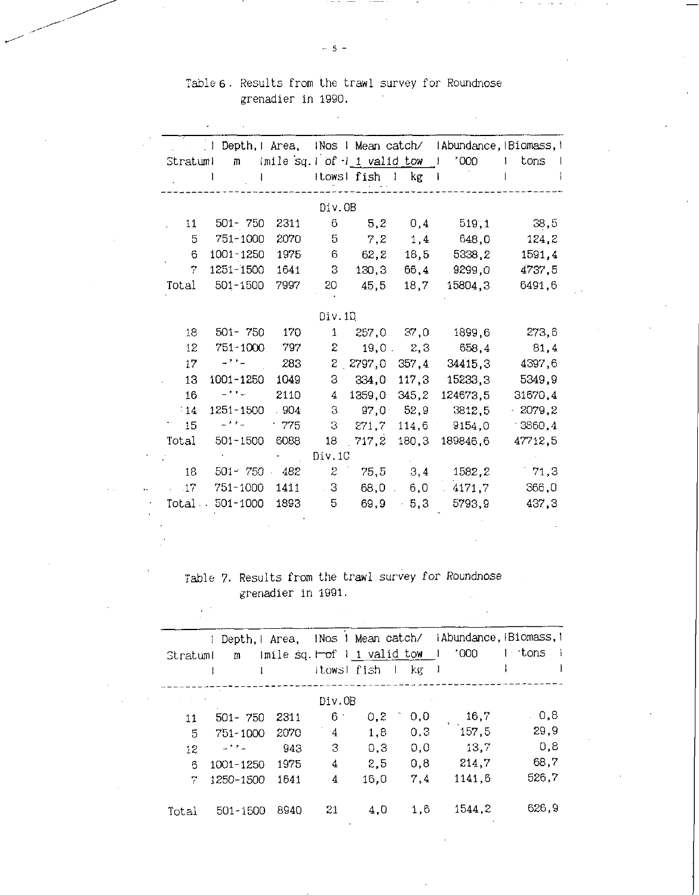Table 6. Results from the trawl survey for Roundnose grenadier in 1990.

| Stratum | Depth, m | Area, mile sq. | Nos of tows | Mean catch/ 1 valid tow fish | Mean catch/ 1 valid tow kg | Abundance, '000 | Biomass, tons |
|---|---|---|---|---|---|---|---|
| | | | Div.0B | | | | |
| 11 | 501- 750 | 2311 | 6 | 5,2 | 0,4 | 519,1 | 38,5 |
| 5 | 751-1000 | 2070 | 5 | 7,2 | 1,4 | 648,0 | 124,2 |
| 6 | 1001-1250 | 1975 | 6 | 62,2 | 18,5 | 5338,2 | 1591,4 |
| 7 | 1251-1500 | 1641 | 3 | 130,3 | 66,4 | 9299,0 | 4737,5 |
| Total | 501-1500 | 7997 | 20 | 45,5 | 18,7 | 15804,3 | 6491,6 |
| | | | Div.1D | | | | |
| 18 | 501- 750 | 170 | 1 | 257,0 | 37,0 | 1899,6 | 273,6 |
| 12 | 751-1000 | 797 | 2 | 19,0 | 2,3 | 658,4 | 81,4 |
| 17 | -''- | 283 | 2 | 2797,0 | 357,4 | 34415,3 | 4397,6 |
| 13 | 1001-1250 | 1049 | 3 | 334,0 | 117,3 | 15233,3 | 5349,9 |
| 16 | -''- | 2110 | 4 | 1359,0 | 345,2 | 124673,5 | 31670,4 |
| 14 | 1251-1500 | 904 | 3 | 97,0 | 52,9 | 3812,5 | 2079,2 |
| 15 | -''- | 775 | 3 | 271,7 | 114,6 | 9154,0 | 3860,4 |
| Total | 501-1500 | 6088 | 18 | 717,2 | 180,3 | 189846,6 | 47712,5 |
| | | | Div.1C | | | | |
| 18 | 501- 750 | 482 | 2 | 75,5 | 3,4 | 1582,2 | 71,3 |
| 17 | 751-1000 | 1411 | 3 | 68,0 | 6,0 | 4171,7 | 366,0 |
| Total | 501-1000 | 1893 | 5 | 69,9 | 5,3 | 5793,9 | 437,3 |

Table 7. Results from the trawl survey for Roundnose grenadier in 1991.

| Stratum | Depth, m | Area, mile sq. | Nos of tows | Mean catch/ 1 valid tow fish | Mean catch/ 1 valid tow kg | Abundance, '000 | Biomass, tons |
|---|---|---|---|---|---|---|---|
| | | | Div.0B | | | | |
| 11 | 501- 750 | 2311 | 6 | 0,2 | 0,0 | 16,7 | 0,8 |
| 5 | 751-1000 | 2070 | 4 | 1,8 | 0,3 | 157,5 | 29,9 |
| 12 | -''- | 943 | 3 | 0,3 | 0,0 | 13,7 | 0,8 |
| 6 | 1001-1250 | 1975 | 4 | 2,5 | 0,8 | 214,7 | 68,7 |
| 7 | 1250-1500 | 1641 | 4 | 16,0 | 7,4 | 1141,6 | 526,7 |
| Total | 501-1500 | 8940 | 21 | 4,0 | 1,6 | 1544,2 | 626,9 |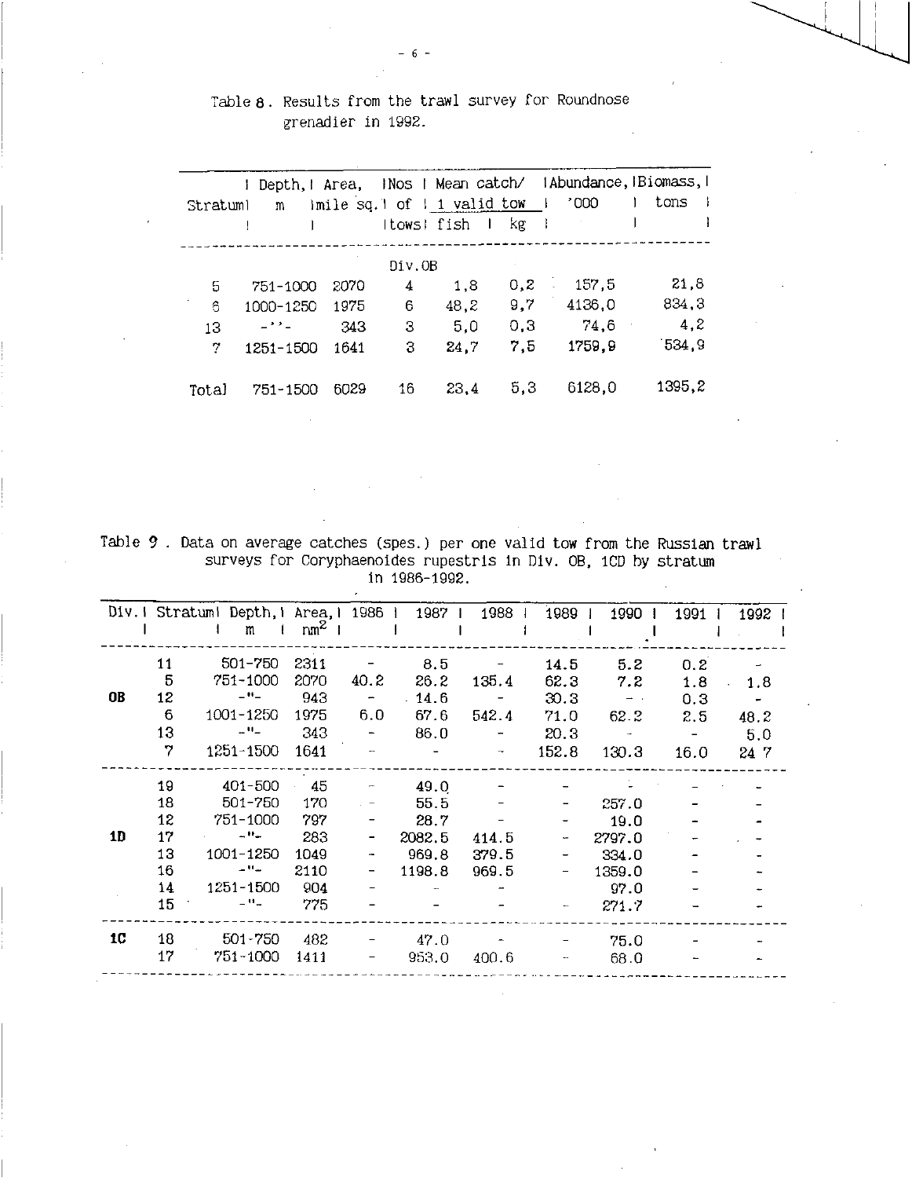Table 8. Results from the trawl survey for Roundnose grenadier in 1992.

| Stratum | Depth, m | Area, mile sq. | Nos of tows | Mean catch/ 1 valid tow fish | kg | Abundance, '000 | Biomass, tons |
|---|---|---|---|---|---|---|---|
| | | | Div.0B | | | | |
| 5 | 751-1000 | 2070 | 4 | 1,8 | 0,2 | 157,5 | 21,8 |
| 6 | 1000-1250 | 1975 | 6 | 48,2 | 9,7 | 4136,0 | 834,3 |
| 13 | -''- | 343 | 3 | 5,0 | 0,3 | 74,6 | 4,2 |
| 7 | 1251-1500 | 1641 | 3 | 24,7 | 7,5 | 1759,9 | 534,9 |
| Total | 751-1500 | 6029 | 16 | 23,4 | 5,3 | 6128,0 | 1395,2 |

Table 9. Data on average catches (spes.) per one valid tow from the Russian trawl surveys for Coryphaenoides rupestris in Div. 0B, 1CD by stratum in 1986-1992.

| Div. | Stratum | Depth, m | Area, $nm^2$ | 1986 | 1987 | 1988 | 1989 | 1990 | 1991 | 1992 |
|---|---|---|---|---|---|---|---|---|---|---|
| | 11 | 501-750 | 2311 | - | 8.5 | - | 14.5 | 5.2 | 0.2 | - |
| | 5 | 751-1000 | 2070 | 40.2 | 26.2 | 135.4 | 62.3 | 7.2 | 1.8 | 1.8 |
| **0B** | 12 | -"- | 943 | - | 14.6 | - | 30.3 | - | 0.3 | - |
| | 6 | 1001-1250 | 1975 | 6.0 | 67.6 | 542.4 | 71.0 | 62.2 | 2.5 | 48.2 |
| | 13 | -"- | 343 | - | 86.0 | - | 20.3 | - | - | 5.0 |
| | 7 | 1251-1500 | 1641 | - | - | - | 152.8 | 130.3 | 16.0 | 24 7 |
| | 19 | 401-500 | 45 | - | 49.0 | - | - | - | - | - |
| | 18 | 501-750 | 170 | - | 55.5 | - | - | 257.0 | - | - |
| | 12 | 751-1000 | 797 | - | 28.7 | - | - | 19.0 | - | - |
| **1D** | 17 | -"- | 283 | - | 2082.5 | 414.5 | - | 2797.0 | - | - |
| | 13 | 1001-1250 | 1049 | - | 969.8 | 379.5 | - | 334.0 | - | - |
| | 16 | -"- | 2110 | - | 1198.8 | 969.5 | - | 1359.0 | - | - |
| | 14 | 1251-1500 | 904 | - | - | - | - | 97.0 | - | - |
| | 15 | -"- | 775 | - | - | - | - | 271.7 | - | - |
| **1C** | 18 | 501-750 | 482 | - | 47.0 | - | - | 75.0 | - | - |
| | 17 | 751-1000 | 1411 | - | 953.0 | 400.6 | - | 68.0 | - | - |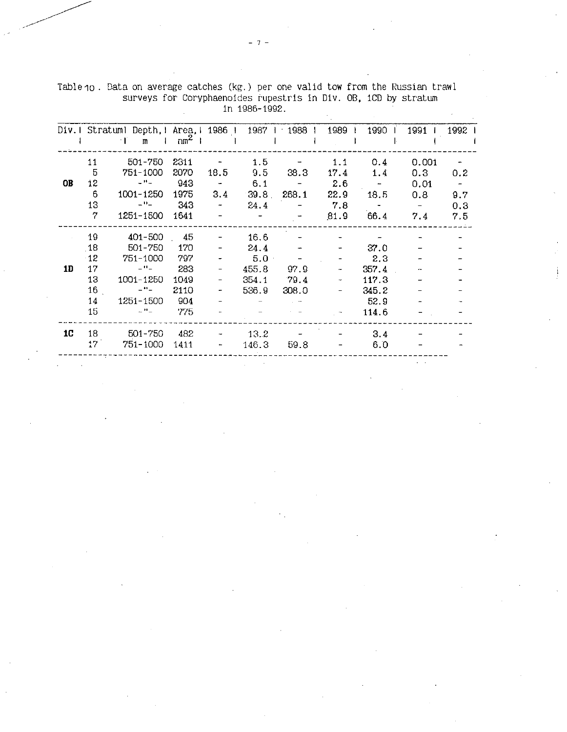Table 10. Data on average catches (kg.) per one valid tow from the Russian trawl surveys for Coryphaenoides rupestris in Div. 0B, 1CD by stratum in 1986-1992.

| Div. | Stratum | Depth, m | Area, $nm^2$ | 1986 | 1987 | 1988 | 1989 | 1990 | 1991 | 1992 |
|---|---|---|---|---|---|---|---|---|---|---|
| **0B** | 11 | 501-750 | 2311 | - | 1.5 | - | 1.1 | 0.4 | 0.001 | - |
| | 5 | 751-1000 | 2070 | 18.5 | 9.5 | 38.3 | 17.4 | 1.4 | 0.3 | 0.2 |
| | 12 | -"- | 943 | - | 6.1 | - | 2.6 | - | 0.01 | - |
| | 6 | 1001-1250 | 1975 | 3.4 | 39.8 | 268.1 | 22.9 | 18.5 | 0.8 | 9.7 |
| | 13 | -"- | 343 | - | 24.4 | - | 7.8 | - | - | 0.3 |
| | 7 | 1251-1500 | 1641 | - | - | - | 81.9 | 66.4 | 7.4 | 7.5 |
| **1D** | 19 | 401-500 | 45 | - | 16.6 | - | - | - | - | - |
| | 18 | 501-750 | 170 | - | 24.4 | - | - | 37.0 | - | - |
| | 12 | 751-1000 | 797 | - | 5.0 | - | - | 2.3 | - | - |
| | 17 | -"- | 283 | - | 455.8 | 97.9 | - | 357.4 | - | - |
| | 13 | 1001-1250 | 1049 | - | 354.1 | 79.4 | - | 117.3 | - | - |
| | 16 | -"- | 2110 | - | 536.9 | 308.0 | - | 345.2 | - | - |
| | 14 | 1251-1500 | 904 | - | - | - | - | 52.9 | - | - |
| | 15 | -"- | 775 | - | - | - | - | 114.6 | - | - |
| **1C** | 18 | 501-750 | 482 | - | 13.2 | - | - | 3.4 | - | - |
| | 17 | 751-1000 | 1411 | - | 146.3 | 59.8 | - | 6.0 | - | - |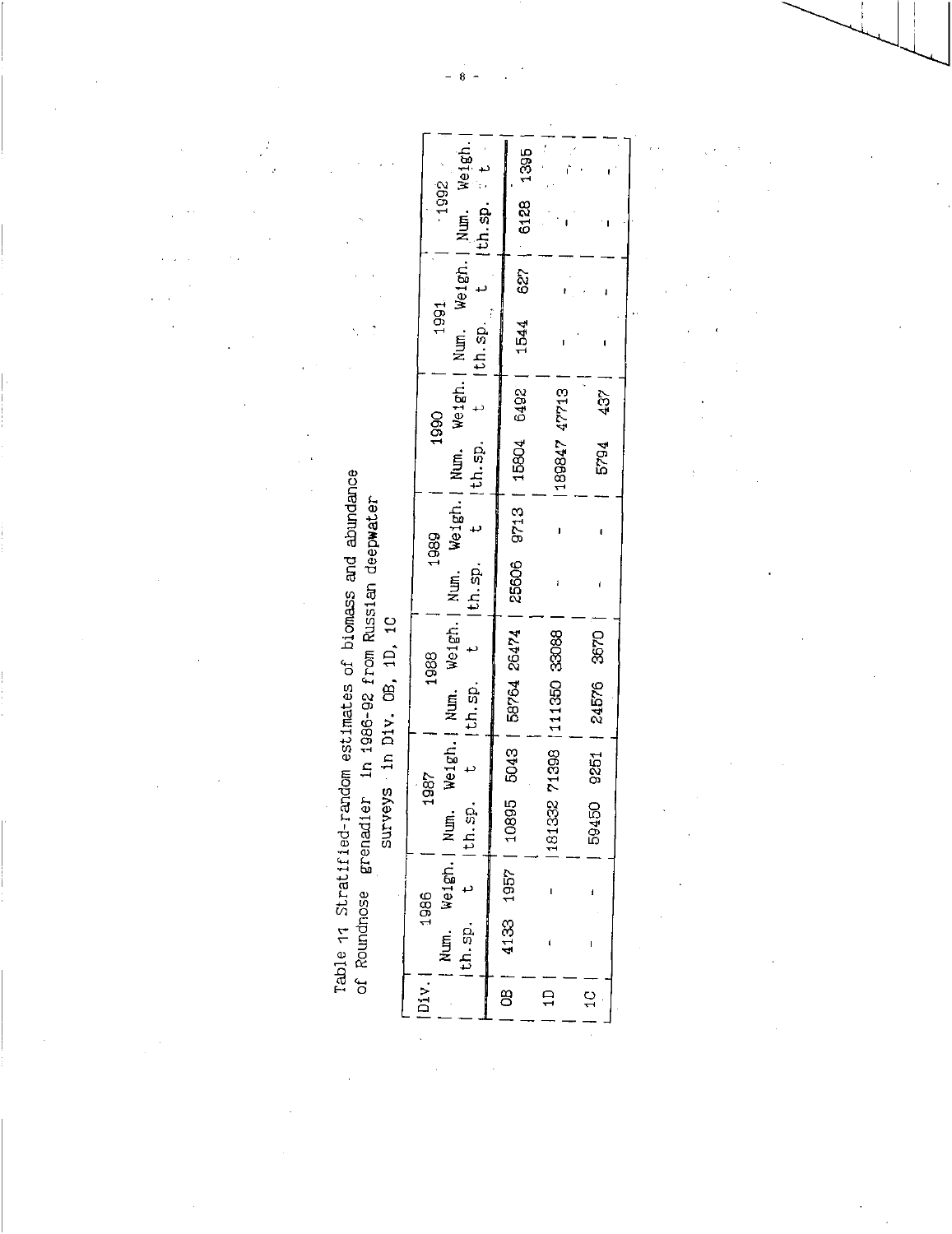Table 11 Stratified-random estimates of biomass and abundance of Roundnose grenadier in 1986-92 from Russian deepwater surveys in Div. 0B, 1D, 1C

| Div. | 1986 | | 1987 | | 1988 | | 1989 | | 1990 | | 1991 | | 1992 | |
|---|---|---|---|---|---|---|---|---|---|---|---|---|---|---|
| | Num. th.sp. | Weigh. t | Num. th.sp. | Weigh. t | Num. th.sp. | Weigh. t | Num. th.sp. | Weigh. t | Num. th.sp. | Weigh. t | Num. th.sp. | Weigh. t | Num. th.sp. | Weigh. t |
| 0B | 4133 | 1957 | 10895 | 5043 | 58764 | 26474 | 25606 | 9713 | 15804 | 6492 | 1544 | 627 | 6128 | 1395 |
| 1D | - | - | 181332 | 71398 | 111350 | 33088 | - | - | 189847 | 47713 | - | - | - | - |
| 1C | - | - | 59450 | 9251 | 24576 | 3670 | - | - | 5794 | 437 | - | - | - | - |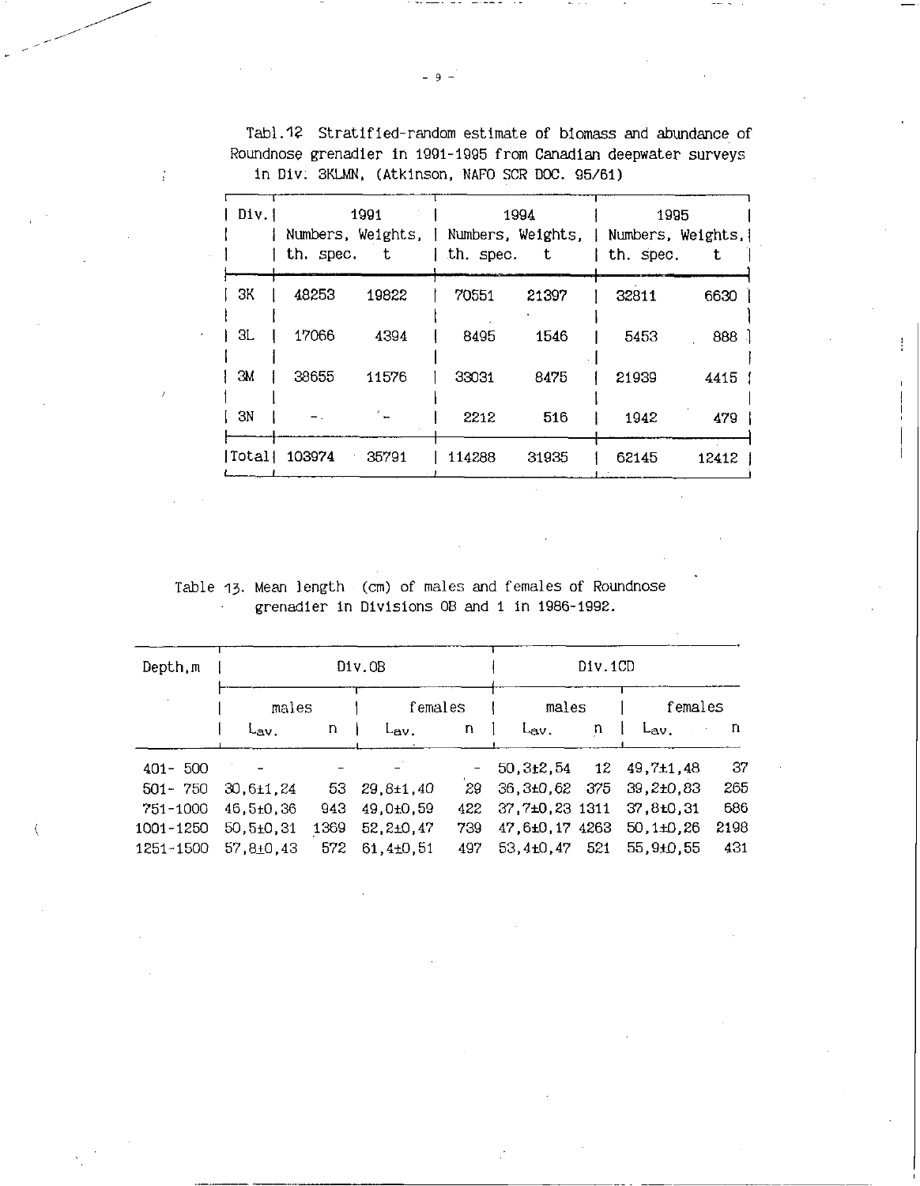Tabl.12 Stratified-random estimate of biomass and abundance of Roundnose grenadier in 1991-1995 from Canadian deepwater surveys in Div. 3KLMN, (Atkinson, NAFO SCR DOC. 95/61)

| Div. | 1991 | | 1994 | | 1995 | |
|---|---|---|---|---|---|---|
| | Numbers, th. spec. | Weights, t | Numbers, th. spec. | Weights, t | Numbers, th. spec. | Weights, t |
| 3K | 48253 | 19822 | 70551 | 21397 | 32811 | 6630 |
| 3L | 17066 | 4394 | 8495 | 1546 | 5453 | 888 |
| 3M | 38655 | 11576 | 33031 | 8475 | 21939 | 4415 |
| 3N | - | - | 2212 | 516 | 1942 | 479 |
| Total | 103974 | 35791 | 114288 | 31935 | 62145 | 12412 |

Table 13. Mean length (cm) of males and females of Roundnose grenadier in Divisions 0B and 1 in 1986-1992.

| Depth, m | Div. 0B | | | | Div. 1CD | | | |
|---|---|---|---|---|---|---|---|---|
| | males | | females | | males | | females | |
| | $L_{av.}$ | n | $L_{av.}$ | n | $L_{av.}$ | n | $L_{av.}$ | n |
| 401- 500 | - | - | - | - | 50,3±2,54 | 12 | 49,7±1,48 | 37 |
| 501- 750 | 30,6±1,24 | 53 | 29,8±1,40 | 29 | 36,3±0,62 | 375 | 39,2±0,83 | 265 |
| 751-1000 | 46,5±0,36 | 943 | 49,0±0,59 | 422 | 37,7±0,23 | 1311 | 37,8±0,31 | 686 |
| 1001-1250 | 50,5±0,31 | 1369 | 52,2±0,47 | 739 | 47,6±0,17 | 4263 | 50,1±0,26 | 2198 |
| 1251-1500 | 57,8±0,43 | 572 | 61,4±0,51 | 497 | 53,4±0,47 | 521 | 55,9±0,55 | 431 |